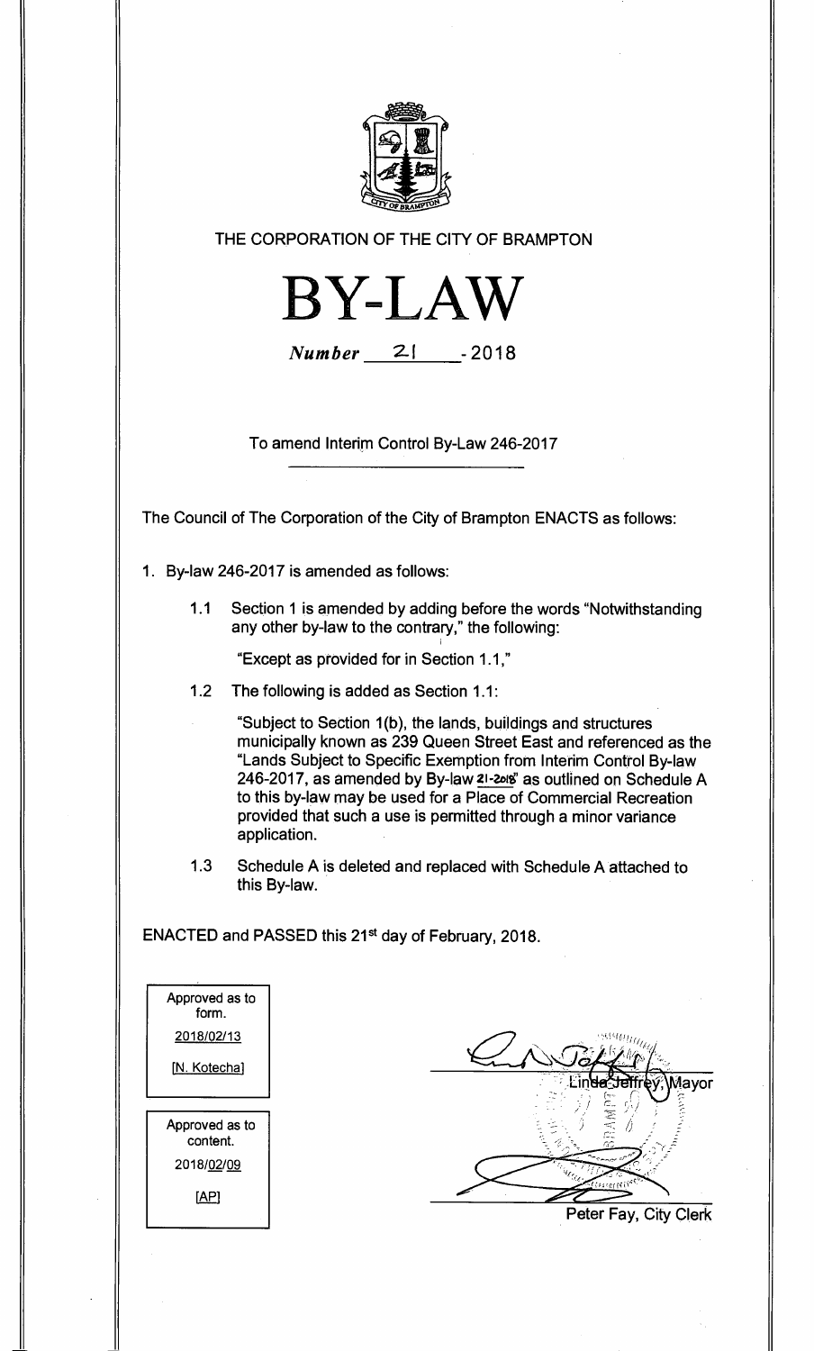THE CORPORATION OF THE CITY OF BRAMPTON

# BY-LAW

*Number* 21 - 2018

To amend Interim Control By-Law 246-2017

The Council of The Corporation of the City of Brampton ENACTS as follows:

1. By-law 246-2017 is amended as follows:

   1.1 Section 1 is amended by adding before the words "Notwithstanding any other by-law to the contrary," the following:

   "Except as provided for in Section 1.1,"

   1.2 The following is added as Section 1.1:

   "Subject to Section 1(b), the lands, buildings and structures municipally known as 239 Queen Street East and referenced as the "Lands Subject to Specific Exemption from Interim Control By-law 246-2017, as amended by By-law 21-2018" as outlined on Schedule A to this by-law may be used for a Place of Commercial Recreation provided that such a use is permitted through a minor variance application.

   1.3 Schedule A is deleted and replaced with Schedule A attached to this By-law.

ENACTED and PASSED this 21st day of February, 2018.

| Approved as to form. |
|---|
| 2018/02/13 |
| [N. Kotecha] |

| Approved as to content. |
|---|
| 2018/02/09 |
| [AP] |

Linda Jeffrey, Mayor

Peter Fay, City Clerk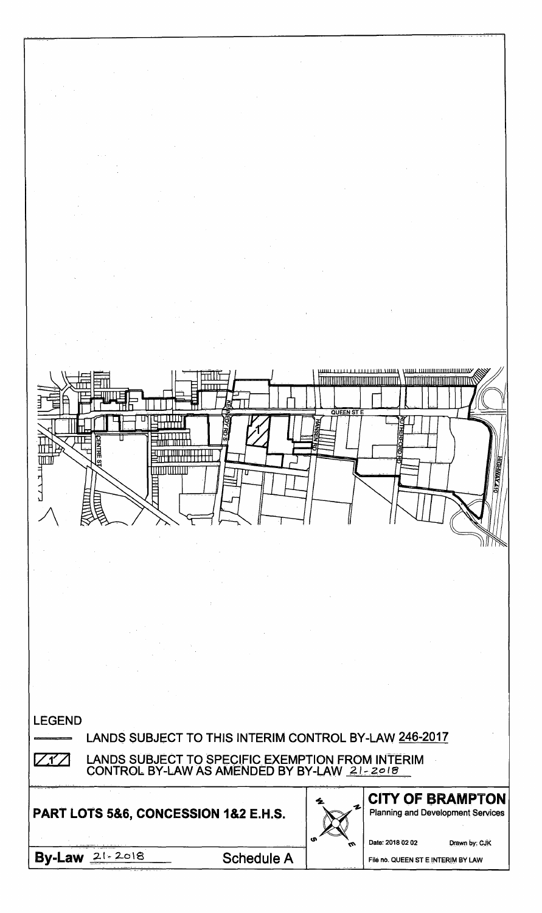QUEEN ST E

KENNEDY RD S

HANSEN RD

RUTHERFORD RD

CENTRE ST

HIGHWAY 410

1

LEGEND

LANDS SUBJECT TO THIS INTERIM CONTROL BY-LAW 246-2017

1 LANDS SUBJECT TO SPECIFIC EXEMPTION FROM INTERIM CONTROL BY-LAW AS AMENDED BY BY-LAW 21-2018

PART LOTS 5&6, CONCESSION 1&2 E.H.S.

By-Law 21-2018 Schedule A

W N S E

**CITY OF BRAMPTON**

Planning and Development Services

Date: 2018 02 02 Drawn by: CJK

File no. QUEEN ST E INTERIM BY LAW